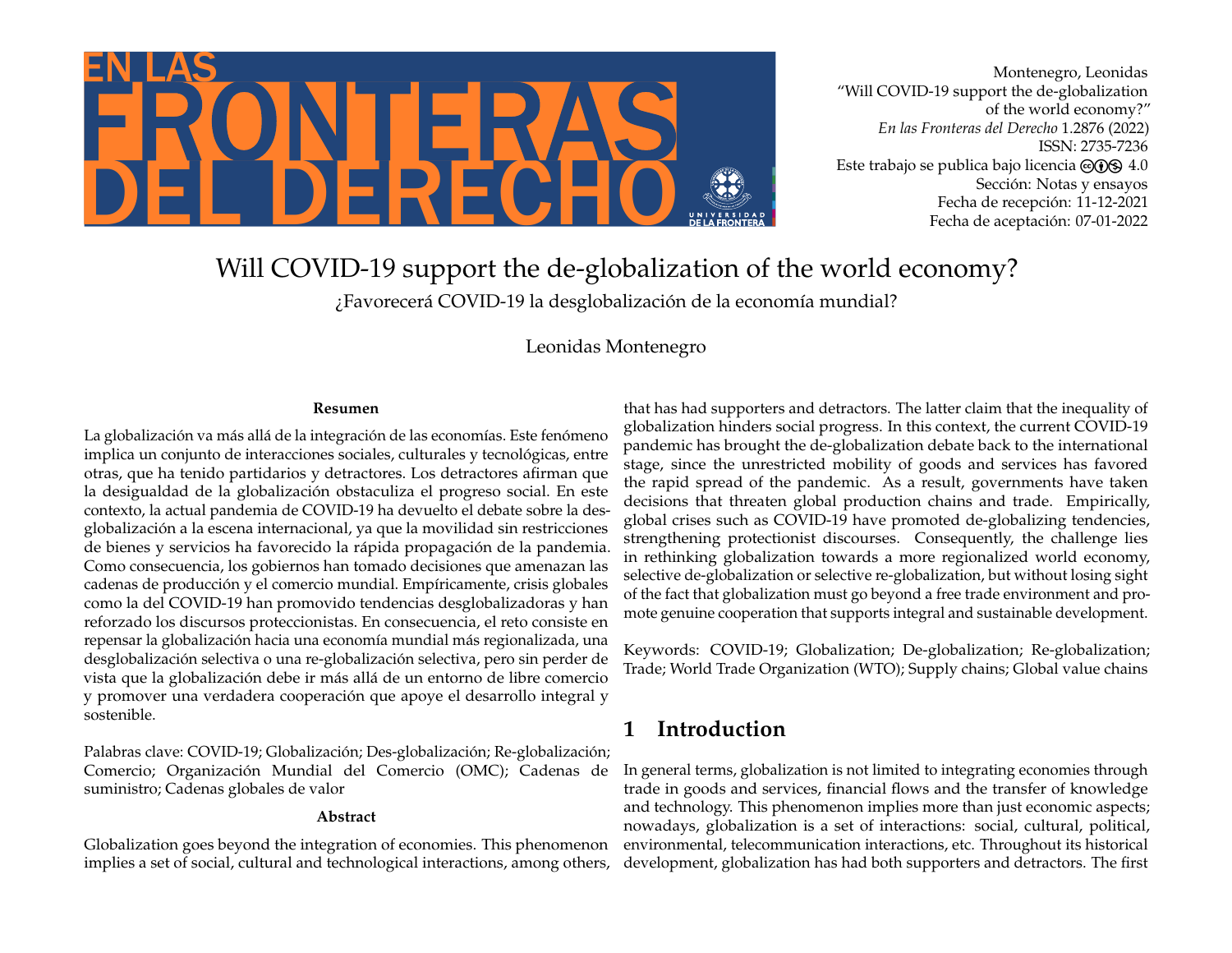Montenegro, Leonidas
"Will COVID-19 support the de-globalization of the world economy?"
*En las Fronteras del Derecho* 1.2876 (2022)
ISSN: 2735-7236
Este trabajo se publica bajo licencia 4.0
Sección: Notas y ensayos
Fecha de recepción: 11-12-2021
Fecha de aceptación: 07-01-2022

# Will COVID-19 support the de-globalization of the world economy?

## ¿Favorecerá COVID-19 la desglobalización de la economía mundial?

Leonidas Montenegro

**Resumen**

La globalización va más allá de la integración de las economías. Este fenómeno implica un conjunto de interacciones sociales, culturales y tecnológicas, entre otras, que ha tenido partidarios y detractores. Los detractores afirman que la desigualdad de la globalización obstaculiza el progreso social. En este contexto, la actual pandemia de COVID-19 ha devuelto el debate sobre la desglobalización a la escena internacional, ya que la movilidad sin restricciones de bienes y servicios ha favorecido la rápida propagación de la pandemia. Como consecuencia, los gobiernos han tomado decisiones que amenazan las cadenas de producción y el comercio mundial. Empíricamente, crisis globales como la del COVID-19 han promovido tendencias desglobalizadoras y han reforzado los discursos proteccionistas. En consecuencia, el reto consiste en repensar la globalización hacia una economía mundial más regionalizada, una desglobalización selectiva o una re-globalización selectiva, pero sin perder de vista que la globalización debe ir más allá de un entorno de libre comercio y promover una verdadera cooperación que apoye el desarrollo integral y sostenible.

Palabras clave: COVID-19; Globalización; Des-globalización; Re-globalización; Comercio; Organización Mundial del Comercio (OMC); Cadenas de suministro; Cadenas globales de valor

**Abstract**

Globalization goes beyond the integration of economies. This phenomenon implies a set of social, cultural and technological interactions, among others, that has had supporters and detractors. The latter claim that the inequality of globalization hinders social progress. In this context, the current COVID-19 pandemic has brought the de-globalization debate back to the international stage, since the unrestricted mobility of goods and services has favored the rapid spread of the pandemic. As a result, governments have taken decisions that threaten global production chains and trade. Empirically, global crises such as COVID-19 have promoted de-globalizing tendencies, strengthening protectionist discourses. Consequently, the challenge lies in rethinking globalization towards a more regionalized world economy, selective de-globalization or selective re-globalization, but without losing sight of the fact that globalization must go beyond a free trade environment and promote genuine cooperation that supports integral and sustainable development.

Keywords: COVID-19; Globalization; De-globalization; Re-globalization; Trade; World Trade Organization (WTO); Supply chains; Global value chains

## 1 Introduction

In general terms, globalization is not limited to integrating economies through trade in goods and services, financial flows and the transfer of knowledge and technology. This phenomenon implies more than just economic aspects; nowadays, globalization is a set of interactions: social, cultural, political, environmental, telecommunication interactions, etc. Throughout its historical development, globalization has had both supporters and detractors. The first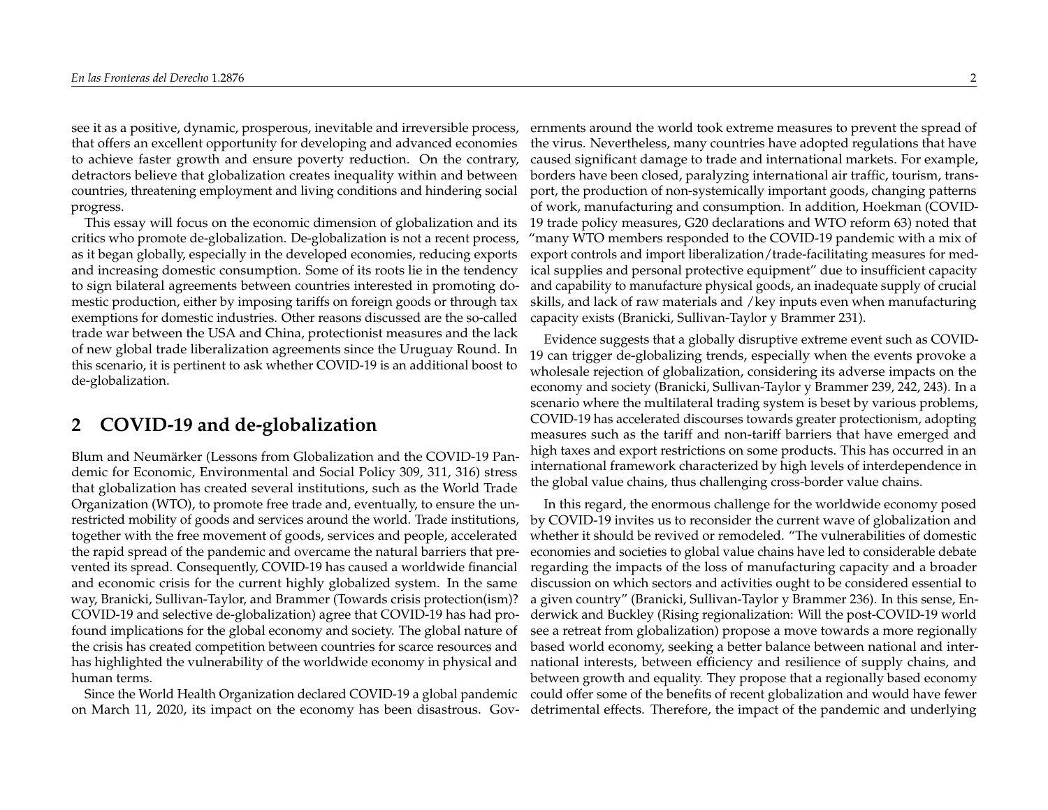see it as a positive, dynamic, prosperous, inevitable and irreversible process, that offers an excellent opportunity for developing and advanced economies to achieve faster growth and ensure poverty reduction. On the contrary, detractors believe that globalization creates inequality within and between countries, threatening employment and living conditions and hindering social progress.

This essay will focus on the economic dimension of globalization and its critics who promote de-globalization. De-globalization is not a recent process, as it began globally, especially in the developed economies, reducing exports and increasing domestic consumption. Some of its roots lie in the tendency to sign bilateral agreements between countries interested in promoting domestic production, either by imposing tariffs on foreign goods or through tax exemptions for domestic industries. Other reasons discussed are the so-called trade war between the USA and China, protectionist measures and the lack of new global trade liberalization agreements since the Uruguay Round. In this scenario, it is pertinent to ask whether COVID-19 is an additional boost to de-globalization.

## 2 COVID-19 and de-globalization

Blum and Neumärker (Lessons from Globalization and the COVID-19 Pandemic for Economic, Environmental and Social Policy 309, 311, 316) stress that globalization has created several institutions, such as the World Trade Organization (WTO), to promote free trade and, eventually, to ensure the unrestricted mobility of goods and services around the world. Trade institutions, together with the free movement of goods, services and people, accelerated the rapid spread of the pandemic and overcame the natural barriers that prevented its spread. Consequently, COVID-19 has caused a worldwide financial and economic crisis for the current highly globalized system. In the same way, Branicki, Sullivan-Taylor, and Brammer (Towards crisis protection(ism)? COVID-19 and selective de-globalization) agree that COVID-19 has had profound implications for the global economy and society. The global nature of the crisis has created competition between countries for scarce resources and has highlighted the vulnerability of the worldwide economy in physical and human terms.

Since the World Health Organization declared COVID-19 a global pandemic on March 11, 2020, its impact on the economy has been disastrous. Governments around the world took extreme measures to prevent the spread of the virus. Nevertheless, many countries have adopted regulations that have caused significant damage to trade and international markets. For example, borders have been closed, paralyzing international air traffic, tourism, transport, the production of non-systemically important goods, changing patterns of work, manufacturing and consumption. In addition, Hoekman (COVID-19 trade policy measures, G20 declarations and WTO reform 63) noted that "many WTO members responded to the COVID-19 pandemic with a mix of export controls and import liberalization/trade-facilitating measures for medical supplies and personal protective equipment" due to insufficient capacity and capability to manufacture physical goods, an inadequate supply of crucial skills, and lack of raw materials and /key inputs even when manufacturing capacity exists (Branicki, Sullivan-Taylor y Brammer 231).

Evidence suggests that a globally disruptive extreme event such as COVID-19 can trigger de-globalizing trends, especially when the events provoke a wholesale rejection of globalization, considering its adverse impacts on the economy and society (Branicki, Sullivan-Taylor y Brammer 239, 242, 243). In a scenario where the multilateral trading system is beset by various problems, COVID-19 has accelerated discourses towards greater protectionism, adopting measures such as the tariff and non-tariff barriers that have emerged and high taxes and export restrictions on some products. This has occurred in an international framework characterized by high levels of interdependence in the global value chains, thus challenging cross-border value chains.

In this regard, the enormous challenge for the worldwide economy posed by COVID-19 invites us to reconsider the current wave of globalization and whether it should be revived or remodeled. "The vulnerabilities of domestic economies and societies to global value chains have led to considerable debate regarding the impacts of the loss of manufacturing capacity and a broader discussion on which sectors and activities ought to be considered essential to a given country" (Branicki, Sullivan-Taylor y Brammer 236). In this sense, Enderwick and Buckley (Rising regionalization: Will the post-COVID-19 world see a retreat from globalization) propose a move towards a more regionally based world economy, seeking a better balance between national and international interests, between efficiency and resilience of supply chains, and between growth and equality. They propose that a regionally based economy could offer some of the benefits of recent globalization and would have fewer detrimental effects. Therefore, the impact of the pandemic and underlying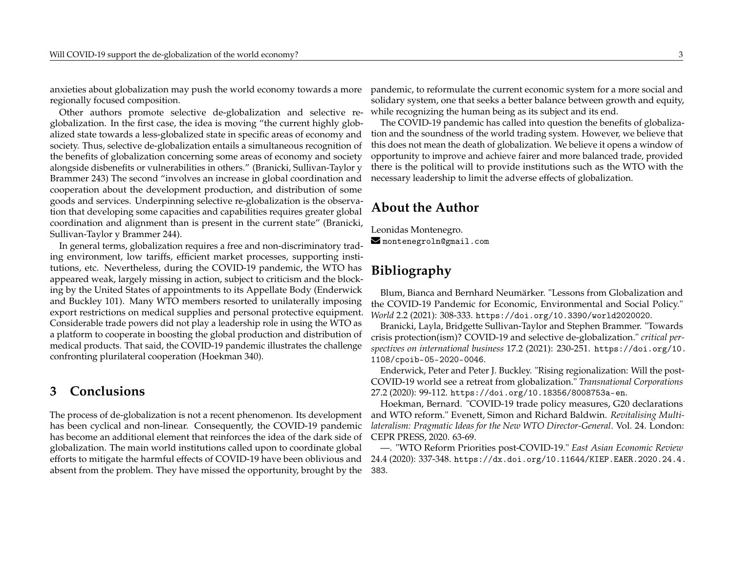anxieties about globalization may push the world economy towards a more regionally focused composition.

Other authors promote selective de-globalization and selective re-globalization. In the first case, the idea is moving "the current highly globalized state towards a less-globalized state in specific areas of economy and society. Thus, selective de-globalization entails a simultaneous recognition of the benefits of globalization concerning some areas of economy and society alongside disbenefits or vulnerabilities in others." (Branicki, Sullivan-Taylor y Brammer 243) The second "involves an increase in global coordination and cooperation about the development production, and distribution of some goods and services. Underpinning selective re-globalization is the observation that developing some capacities and capabilities requires greater global coordination and alignment than is present in the current state" (Branicki, Sullivan-Taylor y Brammer 244).

In general terms, globalization requires a free and non-discriminatory trading environment, low tariffs, efficient market processes, supporting institutions, etc. Nevertheless, during the COVID-19 pandemic, the WTO has appeared weak, largely missing in action, subject to criticism and the blocking by the United States of appointments to its Appellate Body (Enderwick and Buckley 101). Many WTO members resorted to unilaterally imposing export restrictions on medical supplies and personal protective equipment. Considerable trade powers did not play a leadership role in using the WTO as a platform to cooperate in boosting the global production and distribution of medical products. That said, the COVID-19 pandemic illustrates the challenge confronting plurilateral cooperation (Hoekman 340).

## 3 Conclusions

The process of de-globalization is not a recent phenomenon. Its development has been cyclical and non-linear. Consequently, the COVID-19 pandemic has become an additional element that reinforces the idea of the dark side of globalization. The main world institutions called upon to coordinate global efforts to mitigate the harmful effects of COVID-19 have been oblivious and absent from the problem. They have missed the opportunity, brought by the pandemic, to reformulate the current economic system for a more social and solidary system, one that seeks a better balance between growth and equity, while recognizing the human being as its subject and its end.

The COVID-19 pandemic has called into question the benefits of globalization and the soundness of the world trading system. However, we believe that this does not mean the death of globalization. We believe it opens a window of opportunity to improve and achieve fairer and more balanced trade, provided there is the political will to provide institutions such as the WTO with the necessary leadership to limit the adverse effects of globalization.

## About the Author

Leonidas Montenegro.
montenegroln@gmail.com

## Bibliography

Blum, Bianca and Bernhard Neumärker. "Lessons from Globalization and the COVID-19 Pandemic for Economic, Environmental and Social Policy." *World* 2.2 (2021): 308-333. https://doi.org/10.3390/world2020020.

Branicki, Layla, Bridgette Sullivan-Taylor and Stephen Brammer. "Towards crisis protection(ism)? COVID-19 and selective de-globalization." *critical perspectives on international business* 17.2 (2021): 230-251. https://doi.org/10.1108/cpoib-05-2020-0046.

Enderwick, Peter and Peter J. Buckley. "Rising regionalization: Will the post-COVID-19 world see a retreat from globalization." *Transnational Corporations* 27.2 (2020): 99-112. https://doi.org/10.18356/8008753a-en.

Hoekman, Bernard. "COVID-19 trade policy measures, G20 declarations and WTO reform." Evenett, Simon and Richard Baldwin. *Revitalising Multilateralism: Pragmatic Ideas for the New WTO Director-General*. Vol. 24. London: CEPR PRESS, 2020. 63-69.

—. "WTO Reform Priorities post-COVID-19." *East Asian Economic Review* 24.4 (2020): 337-348. https://dx.doi.org/10.11644/KIEP.EAER.2020.24.4.383.